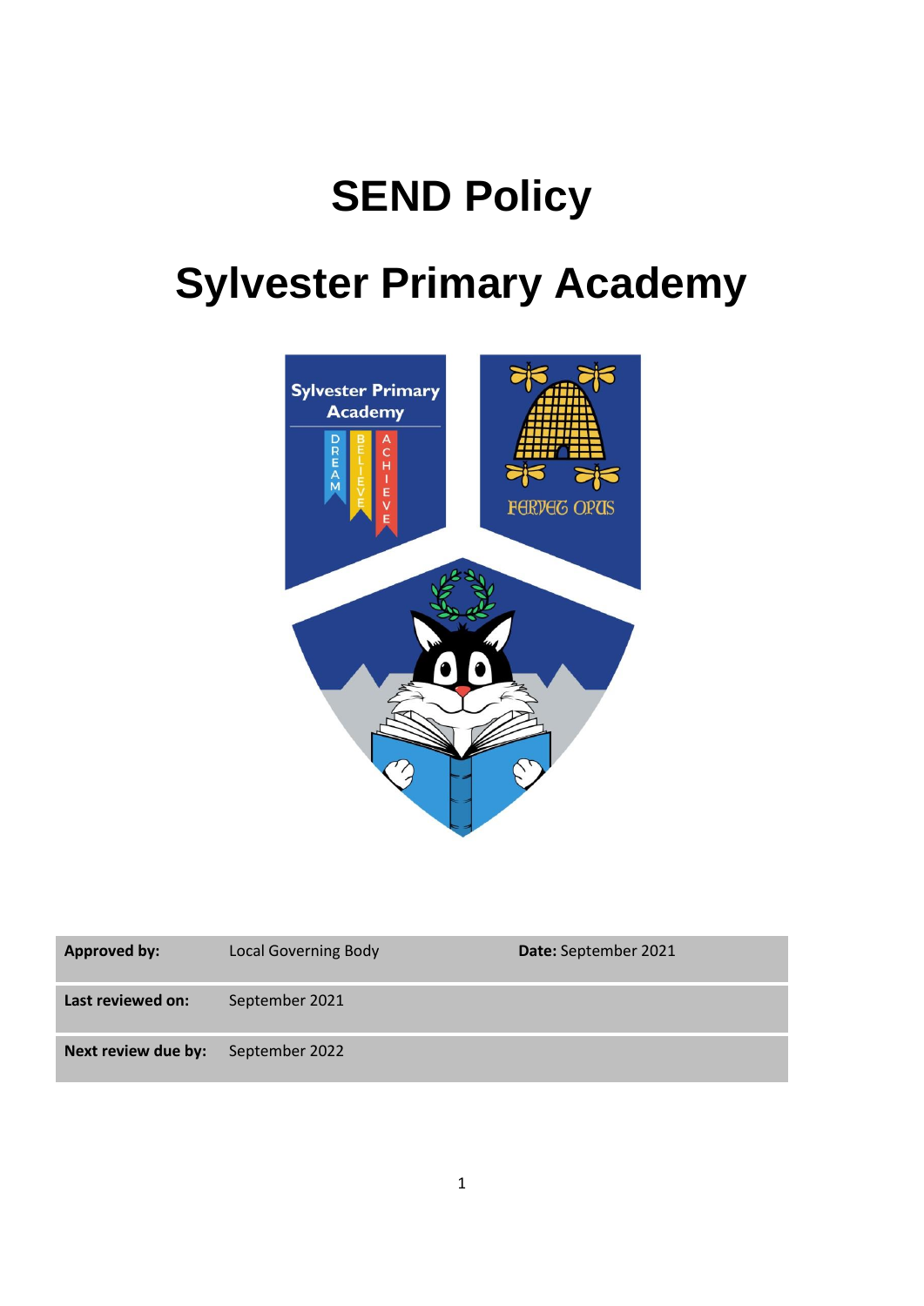# SEND Policy

# Sylvester Primary Academy

| Approved by: | Local Governing Body | Date: September 2021 |
|---|---|---|
| Last reviewed on: | September 2021 | |
| Next review due by: | September 2022 | |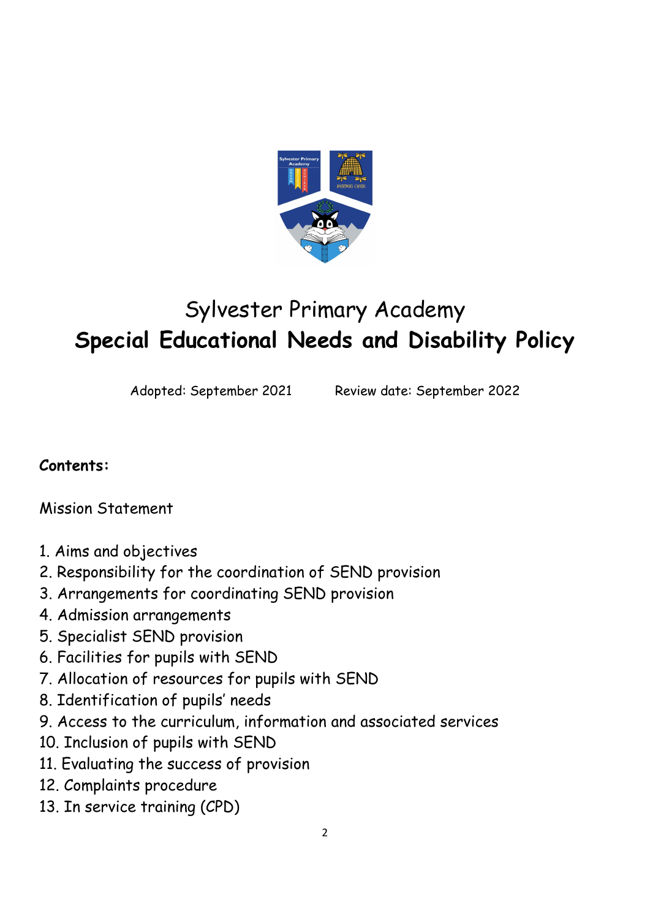# Sylvester Primary Academy

## Special Educational Needs and Disability Policy

Adopted: September 2021 Review date: September 2022

**Contents:**

Mission Statement

1. Aims and objectives
2. Responsibility for the coordination of SEND provision
3. Arrangements for coordinating SEND provision
4. Admission arrangements
5. Specialist SEND provision
6. Facilities for pupils with SEND
7. Allocation of resources for pupils with SEND
8. Identification of pupils' needs
9. Access to the curriculum, information and associated services
10. Inclusion of pupils with SEND
11. Evaluating the success of provision
12. Complaints procedure
13. In service training (CPD)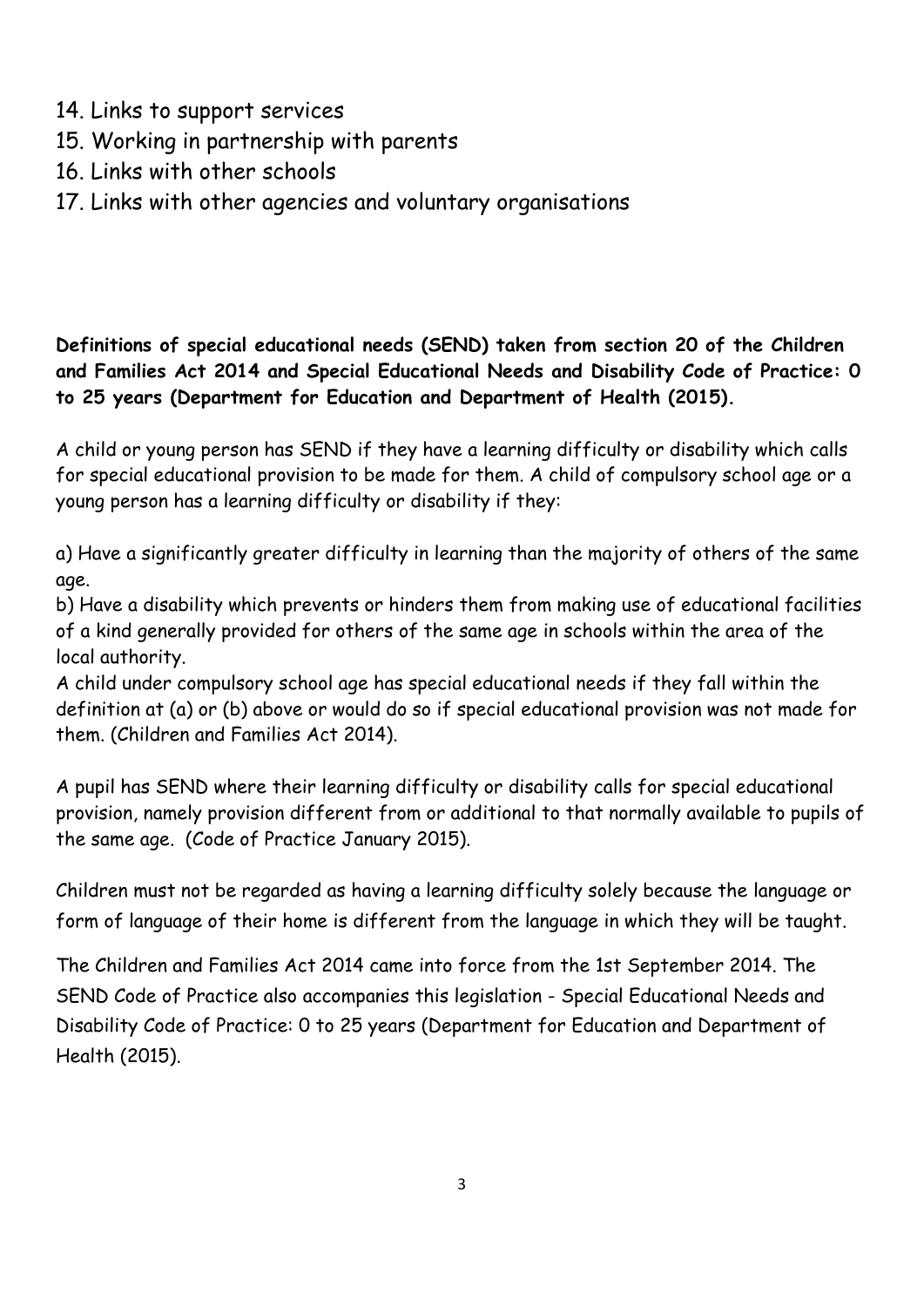14. Links to support services
15. Working in partnership with parents
16. Links with other schools
17. Links with other agencies and voluntary organisations

**Definitions of special educational needs (SEND) taken from section 20 of the Children and Families Act 2014 and Special Educational Needs and Disability Code of Practice: 0 to 25 years (Department for Education and Department of Health (2015).**

A child or young person has SEND if they have a learning difficulty or disability which calls for special educational provision to be made for them. A child of compulsory school age or a young person has a learning difficulty or disability if they:

a) Have a significantly greater difficulty in learning than the majority of others of the same age.
b) Have a disability which prevents or hinders them from making use of educational facilities of a kind generally provided for others of the same age in schools within the area of the local authority.
A child under compulsory school age has special educational needs if they fall within the definition at (a) or (b) above or would do so if special educational provision was not made for them. (Children and Families Act 2014).

A pupil has SEND where their learning difficulty or disability calls for special educational provision, namely provision different from or additional to that normally available to pupils of the same age. (Code of Practice January 2015).

Children must not be regarded as having a learning difficulty solely because the language or form of language of their home is different from the language in which they will be taught.

The Children and Families Act 2014 came into force from the 1st September 2014. The SEND Code of Practice also accompanies this legislation - Special Educational Needs and Disability Code of Practice: 0 to 25 years (Department for Education and Department of Health (2015).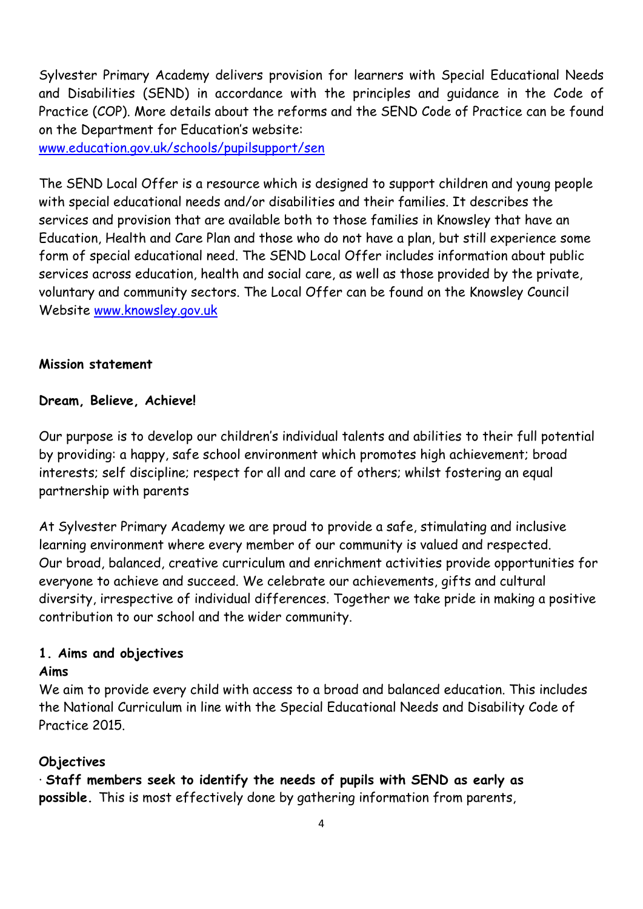Sylvester Primary Academy delivers provision for learners with Special Educational Needs and Disabilities (SEND) in accordance with the principles and guidance in the Code of Practice (COP). More details about the reforms and the SEND Code of Practice can be found on the Department for Education's website:
[www.education.gov.uk/schools/pupilsupport/sen](www.education.gov.uk/schools/pupilsupport/sen)

The SEND Local Offer is a resource which is designed to support children and young people with special educational needs and/or disabilities and their families. It describes the services and provision that are available both to those families in Knowsley that have an Education, Health and Care Plan and those who do not have a plan, but still experience some form of special educational need. The SEND Local Offer includes information about public services across education, health and social care, as well as those provided by the private, voluntary and community sectors. The Local Offer can be found on the Knowsley Council Website [www.knowsley.gov.uk](www.knowsley.gov.uk)

**Mission statement**

**Dream, Believe, Achieve!**

Our purpose is to develop our children's individual talents and abilities to their full potential by providing: a happy, safe school environment which promotes high achievement; broad interests; self discipline; respect for all and care of others; whilst fostering an equal partnership with parents

At Sylvester Primary Academy we are proud to provide a safe, stimulating and inclusive learning environment where every member of our community is valued and respected. Our broad, balanced, creative curriculum and enrichment activities provide opportunities for everyone to achieve and succeed. We celebrate our achievements, gifts and cultural diversity, irrespective of individual differences. Together we take pride in making a positive contribution to our school and the wider community.

## 1. Aims and objectives

**Aims**

We aim to provide every child with access to a broad and balanced education. This includes the National Curriculum in line with the Special Educational Needs and Disability Code of Practice 2015.

**Objectives**

· **Staff members seek to identify the needs of pupils with SEND as early as possible.** This is most effectively done by gathering information from parents,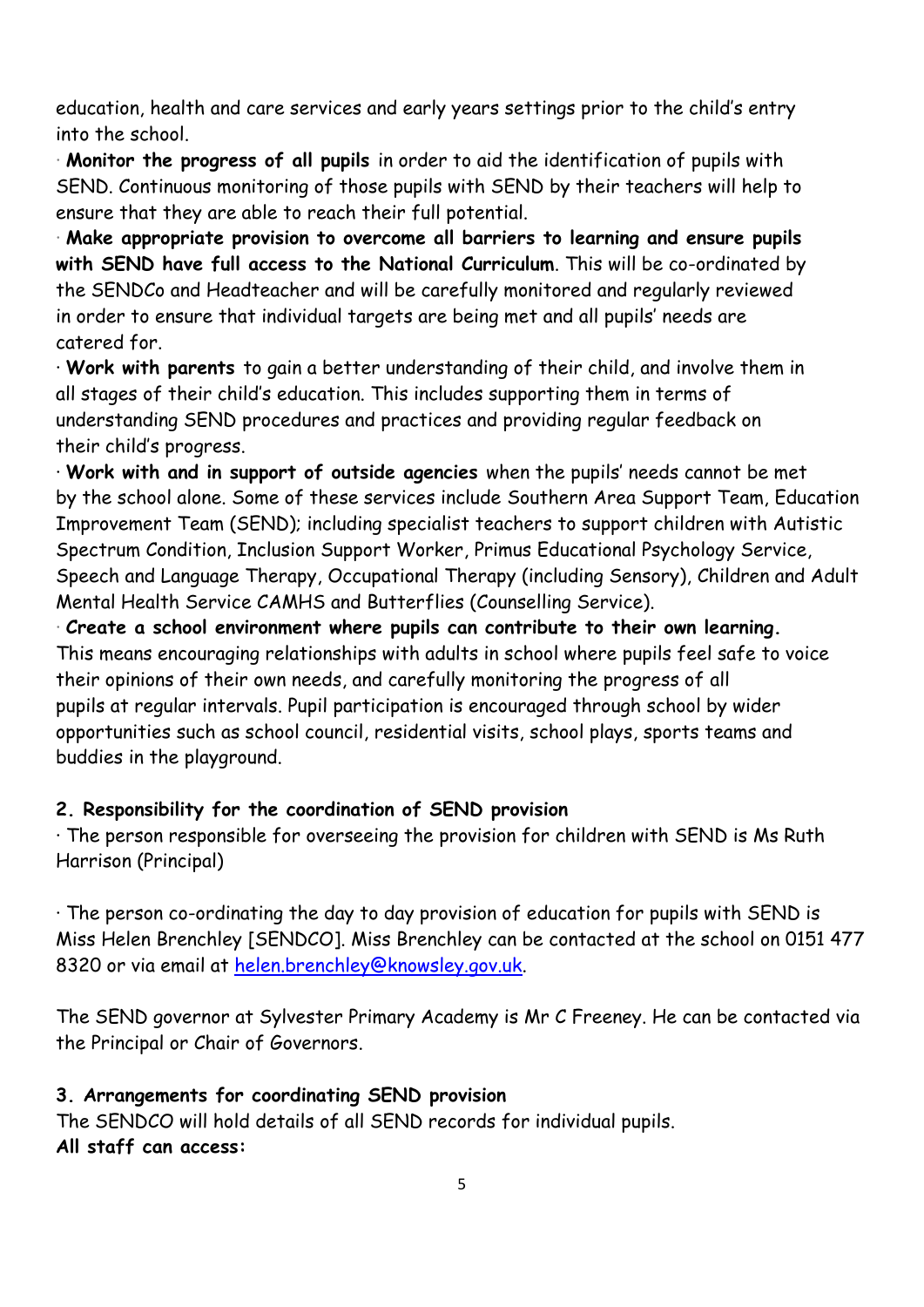education, health and care services and early years settings prior to the child's entry into the school.

· **Monitor the progress of all pupils** in order to aid the identification of pupils with SEND. Continuous monitoring of those pupils with SEND by their teachers will help to ensure that they are able to reach their full potential.

· **Make appropriate provision to overcome all barriers to learning and ensure pupils with SEND have full access to the National Curriculum**. This will be co-ordinated by the SENDCo and Headteacher and will be carefully monitored and regularly reviewed in order to ensure that individual targets are being met and all pupils' needs are catered for.

· **Work with parents** to gain a better understanding of their child, and involve them in all stages of their child's education. This includes supporting them in terms of understanding SEND procedures and practices and providing regular feedback on their child's progress.

· **Work with and in support of outside agencies** when the pupils' needs cannot be met by the school alone. Some of these services include Southern Area Support Team, Education Improvement Team (SEND); including specialist teachers to support children with Autistic Spectrum Condition, Inclusion Support Worker, Primus Educational Psychology Service, Speech and Language Therapy, Occupational Therapy (including Sensory), Children and Adult Mental Health Service CAMHS and Butterflies (Counselling Service).

· **Create a school environment where pupils can contribute to their own learning.** This means encouraging relationships with adults in school where pupils feel safe to voice their opinions of their own needs, and carefully monitoring the progress of all pupils at regular intervals. Pupil participation is encouraged through school by wider opportunities such as school council, residential visits, school plays, sports teams and buddies in the playground.

## 2. Responsibility for the coordination of SEND provision

· The person responsible for overseeing the provision for children with SEND is Ms Ruth Harrison (Principal)

· The person co-ordinating the day to day provision of education for pupils with SEND is Miss Helen Brenchley [SENDCO]. Miss Brenchley can be contacted at the school on 0151 477 8320 or via email at helen.brenchley@knowsley.gov.uk.

The SEND governor at Sylvester Primary Academy is Mr C Freeney. He can be contacted via the Principal or Chair of Governors.

## 3. Arrangements for coordinating SEND provision

The SENDCO will hold details of all SEND records for individual pupils.

**All staff can access:**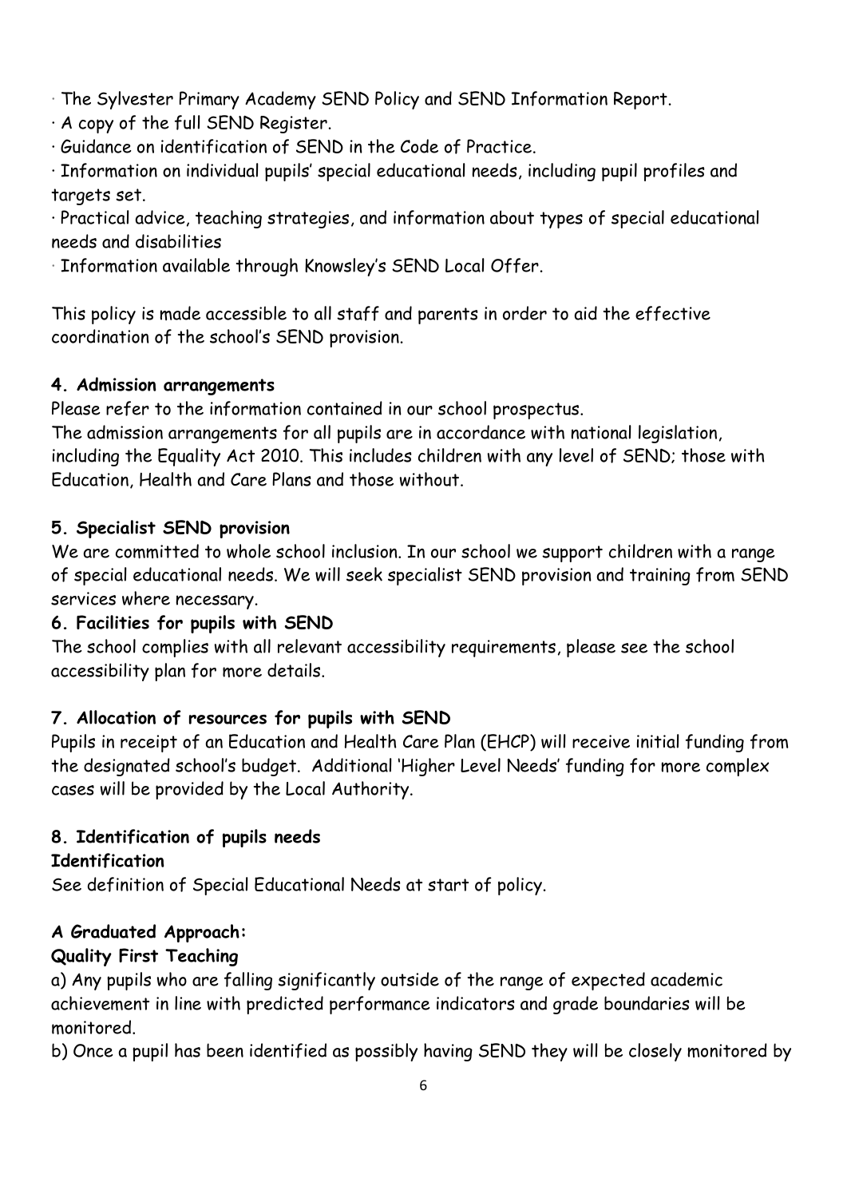- The Sylvester Primary Academy SEND Policy and SEND Information Report.
- A copy of the full SEND Register.
- Guidance on identification of SEND in the Code of Practice.
- Information on individual pupils' special educational needs, including pupil profiles and targets set.
- Practical advice, teaching strategies, and information about types of special educational needs and disabilities
- Information available through Knowsley's SEND Local Offer.

This policy is made accessible to all staff and parents in order to aid the effective coordination of the school's SEND provision.

**4. Admission arrangements**

Please refer to the information contained in our school prospectus.

The admission arrangements for all pupils are in accordance with national legislation, including the Equality Act 2010. This includes children with any level of SEND; those with Education, Health and Care Plans and those without.

**5. Specialist SEND provision**

We are committed to whole school inclusion. In our school we support children with a range of special educational needs. We will seek specialist SEND provision and training from SEND services where necessary.

**6. Facilities for pupils with SEND**

The school complies with all relevant accessibility requirements, please see the school accessibility plan for more details.

**7. Allocation of resources for pupils with SEND**

Pupils in receipt of an Education and Health Care Plan (EHCP) will receive initial funding from the designated school's budget. Additional 'Higher Level Needs' funding for more complex cases will be provided by the Local Authority.

**8. Identification of pupils needs**

**Identification**

See definition of Special Educational Needs at start of policy.

**A Graduated Approach:**

**Quality First Teaching**

a) Any pupils who are falling significantly outside of the range of expected academic achievement in line with predicted performance indicators and grade boundaries will be monitored.

b) Once a pupil has been identified as possibly having SEND they will be closely monitored by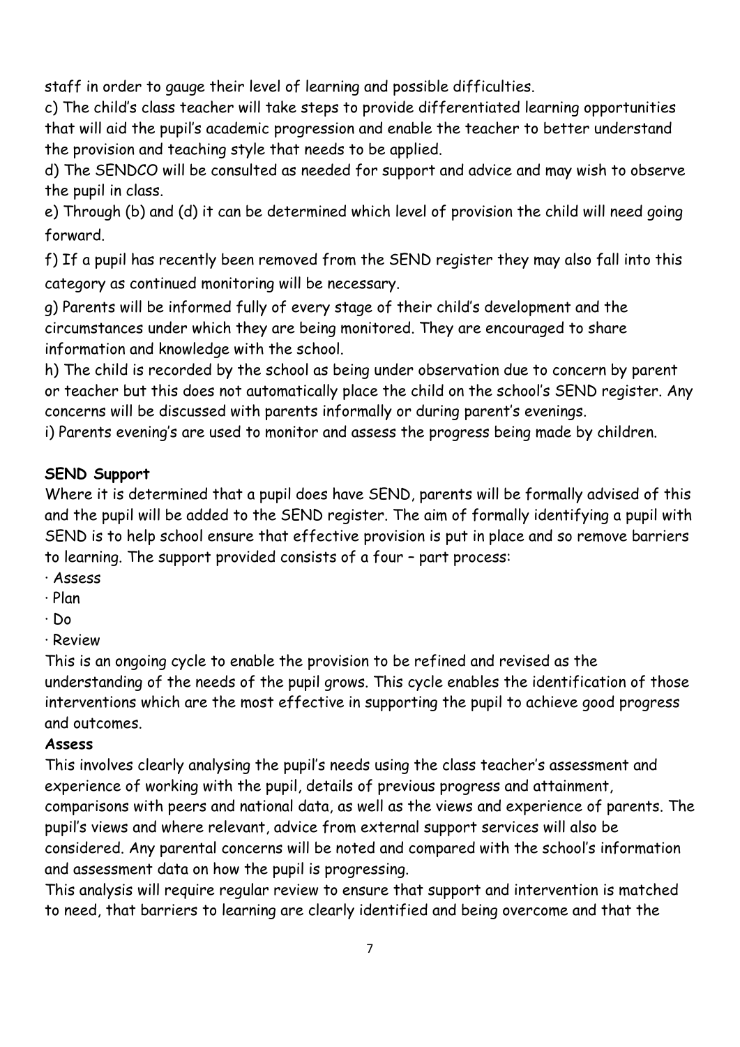staff in order to gauge their level of learning and possible difficulties.

c) The child's class teacher will take steps to provide differentiated learning opportunities that will aid the pupil's academic progression and enable the teacher to better understand the provision and teaching style that needs to be applied.

d) The SENDCO will be consulted as needed for support and advice and may wish to observe the pupil in class.

e) Through (b) and (d) it can be determined which level of provision the child will need going forward.

f) If a pupil has recently been removed from the SEND register they may also fall into this category as continued monitoring will be necessary.

g) Parents will be informed fully of every stage of their child's development and the circumstances under which they are being monitored. They are encouraged to share information and knowledge with the school.

h) The child is recorded by the school as being under observation due to concern by parent or teacher but this does not automatically place the child on the school's SEND register. Any concerns will be discussed with parents informally or during parent's evenings.

i) Parents evening's are used to monitor and assess the progress being made by children.

**SEND Support**

Where it is determined that a pupil does have SEND, parents will be formally advised of this and the pupil will be added to the SEND register. The aim of formally identifying a pupil with SEND is to help school ensure that effective provision is put in place and so remove barriers to learning. The support provided consists of a four – part process:

- Assess
- Plan
- Do
- Review

This is an ongoing cycle to enable the provision to be refined and revised as the understanding of the needs of the pupil grows. This cycle enables the identification of those interventions which are the most effective in supporting the pupil to achieve good progress and outcomes.

**Assess**

This involves clearly analysing the pupil's needs using the class teacher's assessment and experience of working with the pupil, details of previous progress and attainment, comparisons with peers and national data, as well as the views and experience of parents. The pupil's views and where relevant, advice from external support services will also be considered. Any parental concerns will be noted and compared with the school's information and assessment data on how the pupil is progressing.

This analysis will require regular review to ensure that support and intervention is matched to need, that barriers to learning are clearly identified and being overcome and that the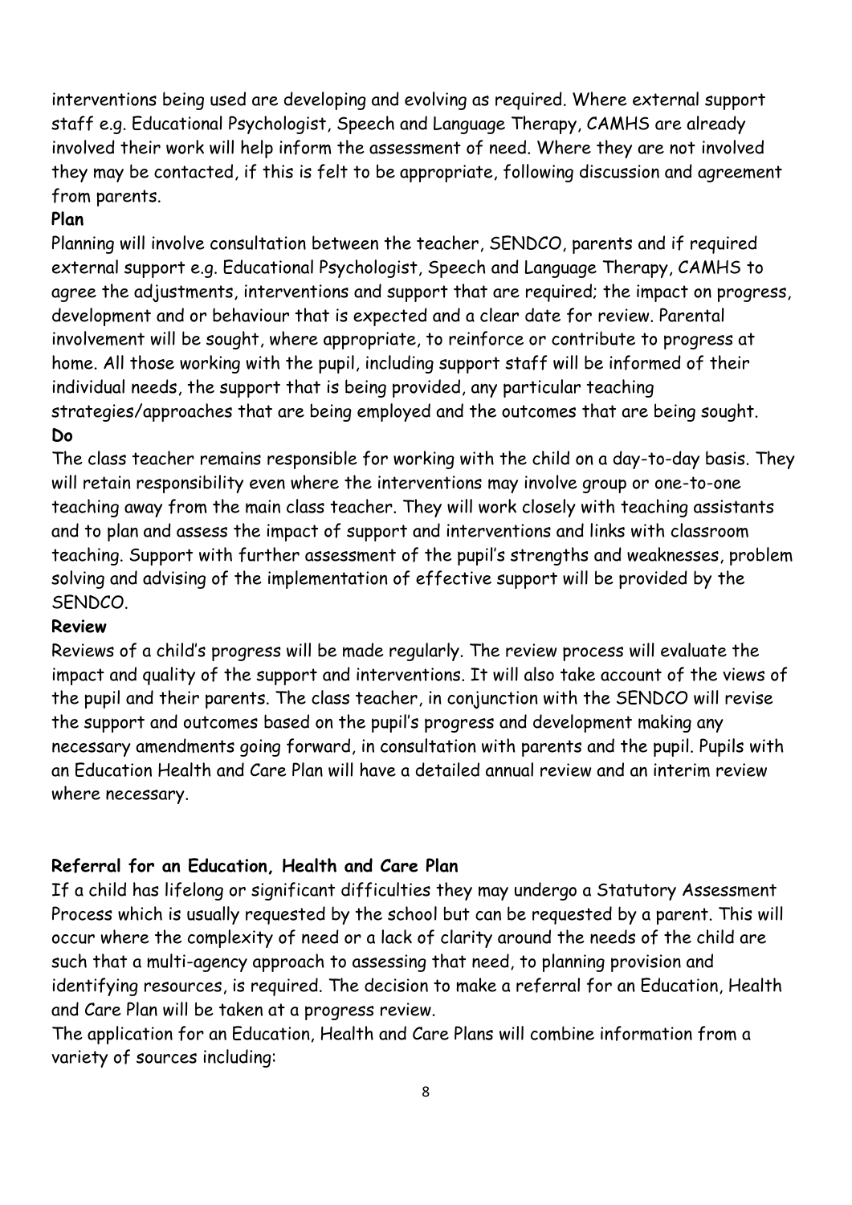interventions being used are developing and evolving as required. Where external support staff e.g. Educational Psychologist, Speech and Language Therapy, CAMHS are already involved their work will help inform the assessment of need. Where they are not involved they may be contacted, if this is felt to be appropriate, following discussion and agreement from parents.

**Plan**

Planning will involve consultation between the teacher, SENDCO, parents and if required external support e.g. Educational Psychologist, Speech and Language Therapy, CAMHS to agree the adjustments, interventions and support that are required; the impact on progress, development and or behaviour that is expected and a clear date for review. Parental involvement will be sought, where appropriate, to reinforce or contribute to progress at home. All those working with the pupil, including support staff will be informed of their individual needs, the support that is being provided, any particular teaching strategies/approaches that are being employed and the outcomes that are being sought.

**Do**

The class teacher remains responsible for working with the child on a day-to-day basis. They will retain responsibility even where the interventions may involve group or one-to-one teaching away from the main class teacher. They will work closely with teaching assistants and to plan and assess the impact of support and interventions and links with classroom teaching. Support with further assessment of the pupil's strengths and weaknesses, problem solving and advising of the implementation of effective support will be provided by the SENDCO.

**Review**

Reviews of a child's progress will be made regularly. The review process will evaluate the impact and quality of the support and interventions. It will also take account of the views of the pupil and their parents. The class teacher, in conjunction with the SENDCO will revise the support and outcomes based on the pupil's progress and development making any necessary amendments going forward, in consultation with parents and the pupil. Pupils with an Education Health and Care Plan will have a detailed annual review and an interim review where necessary.

**Referral for an Education, Health and Care Plan**

If a child has lifelong or significant difficulties they may undergo a Statutory Assessment Process which is usually requested by the school but can be requested by a parent. This will occur where the complexity of need or a lack of clarity around the needs of the child are such that a multi-agency approach to assessing that need, to planning provision and identifying resources, is required. The decision to make a referral for an Education, Health and Care Plan will be taken at a progress review.

The application for an Education, Health and Care Plans will combine information from a variety of sources including: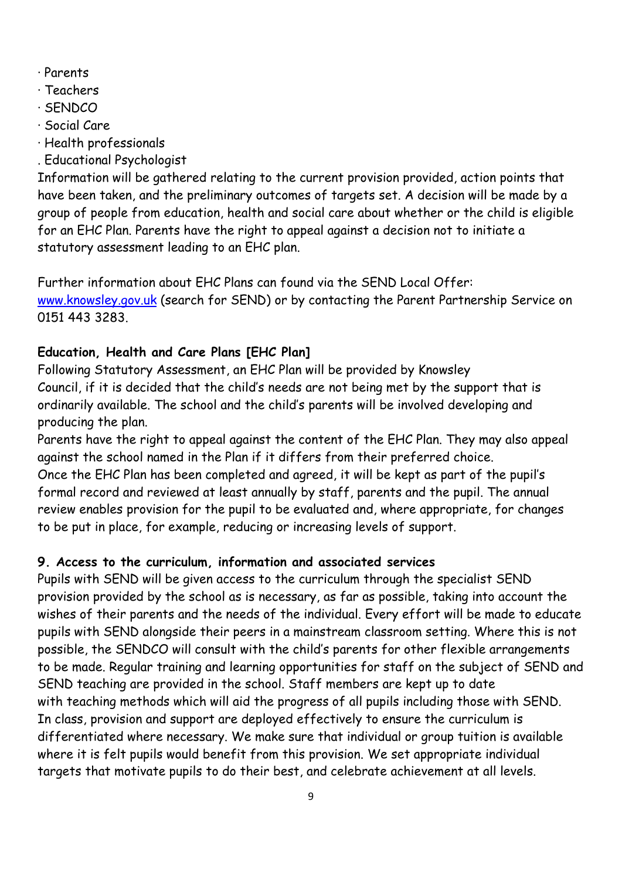- Parents
- Teachers
- SENDCO
- Social Care
- Health professionals
- Educational Psychologist

Information will be gathered relating to the current provision provided, action points that have been taken, and the preliminary outcomes of targets set. A decision will be made by a group of people from education, health and social care about whether or the child is eligible for an EHC Plan. Parents have the right to appeal against a decision not to initiate a statutory assessment leading to an EHC plan.

Further information about EHC Plans can found via the SEND Local Offer: [www.knowsley.gov.uk](http://www.knowsley.gov.uk) (search for SEND) or by contacting the Parent Partnership Service on 0151 443 3283.

**Education, Health and Care Plans [EHC Plan]**

Following Statutory Assessment, an EHC Plan will be provided by Knowsley Council, if it is decided that the child's needs are not being met by the support that is ordinarily available. The school and the child's parents will be involved developing and producing the plan.

Parents have the right to appeal against the content of the EHC Plan. They may also appeal against the school named in the Plan if it differs from their preferred choice.

Once the EHC Plan has been completed and agreed, it will be kept as part of the pupil's formal record and reviewed at least annually by staff, parents and the pupil. The annual review enables provision for the pupil to be evaluated and, where appropriate, for changes to be put in place, for example, reducing or increasing levels of support.

**9. Access to the curriculum, information and associated services**

Pupils with SEND will be given access to the curriculum through the specialist SEND provision provided by the school as is necessary, as far as possible, taking into account the wishes of their parents and the needs of the individual. Every effort will be made to educate pupils with SEND alongside their peers in a mainstream classroom setting. Where this is not possible, the SENDCO will consult with the child's parents for other flexible arrangements to be made. Regular training and learning opportunities for staff on the subject of SEND and SEND teaching are provided in the school. Staff members are kept up to date with teaching methods which will aid the progress of all pupils including those with SEND. In class, provision and support are deployed effectively to ensure the curriculum is differentiated where necessary. We make sure that individual or group tuition is available where it is felt pupils would benefit from this provision. We set appropriate individual targets that motivate pupils to do their best, and celebrate achievement at all levels.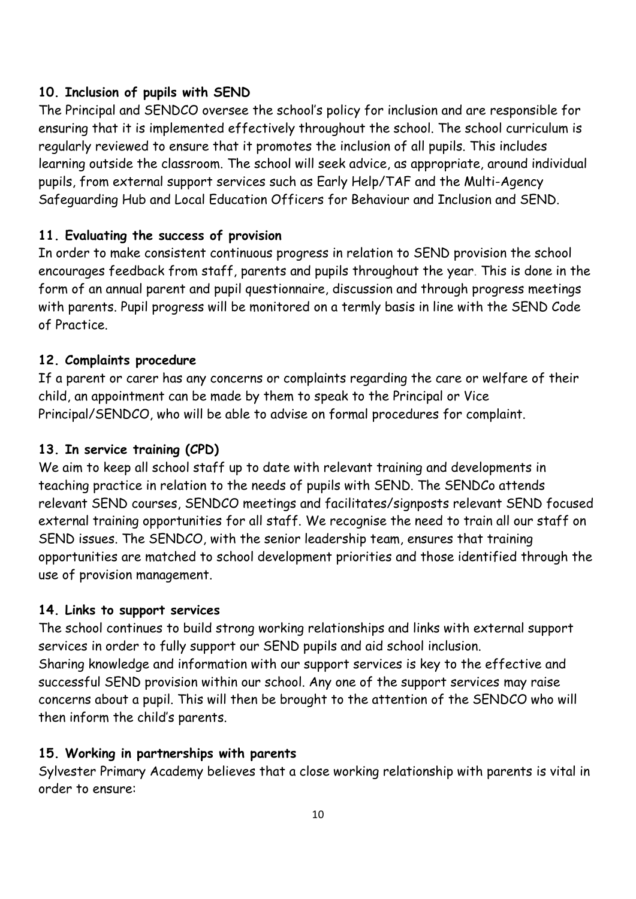## 10. Inclusion of pupils with SEND

The Principal and SENDCO oversee the school's policy for inclusion and are responsible for ensuring that it is implemented effectively throughout the school. The school curriculum is regularly reviewed to ensure that it promotes the inclusion of all pupils. This includes learning outside the classroom. The school will seek advice, as appropriate, around individual pupils, from external support services such as Early Help/TAF and the Multi-Agency Safeguarding Hub and Local Education Officers for Behaviour and Inclusion and SEND.

## 11. Evaluating the success of provision

In order to make consistent continuous progress in relation to SEND provision the school encourages feedback from staff, parents and pupils throughout the year. This is done in the form of an annual parent and pupil questionnaire, discussion and through progress meetings with parents. Pupil progress will be monitored on a termly basis in line with the SEND Code of Practice.

## 12. Complaints procedure

If a parent or carer has any concerns or complaints regarding the care or welfare of their child, an appointment can be made by them to speak to the Principal or Vice Principal/SENDCO, who will be able to advise on formal procedures for complaint.

## 13. In service training (CPD)

We aim to keep all school staff up to date with relevant training and developments in teaching practice in relation to the needs of pupils with SEND. The SENDCo attends relevant SEND courses, SENDCO meetings and facilitates/signposts relevant SEND focused external training opportunities for all staff. We recognise the need to train all our staff on SEND issues. The SENDCO, with the senior leadership team, ensures that training opportunities are matched to school development priorities and those identified through the use of provision management.

## 14. Links to support services

The school continues to build strong working relationships and links with external support services in order to fully support our SEND pupils and aid school inclusion.
Sharing knowledge and information with our support services is key to the effective and successful SEND provision within our school. Any one of the support services may raise concerns about a pupil. This will then be brought to the attention of the SENDCO who will then inform the child's parents.

## 15. Working in partnerships with parents

Sylvester Primary Academy believes that a close working relationship with parents is vital in order to ensure: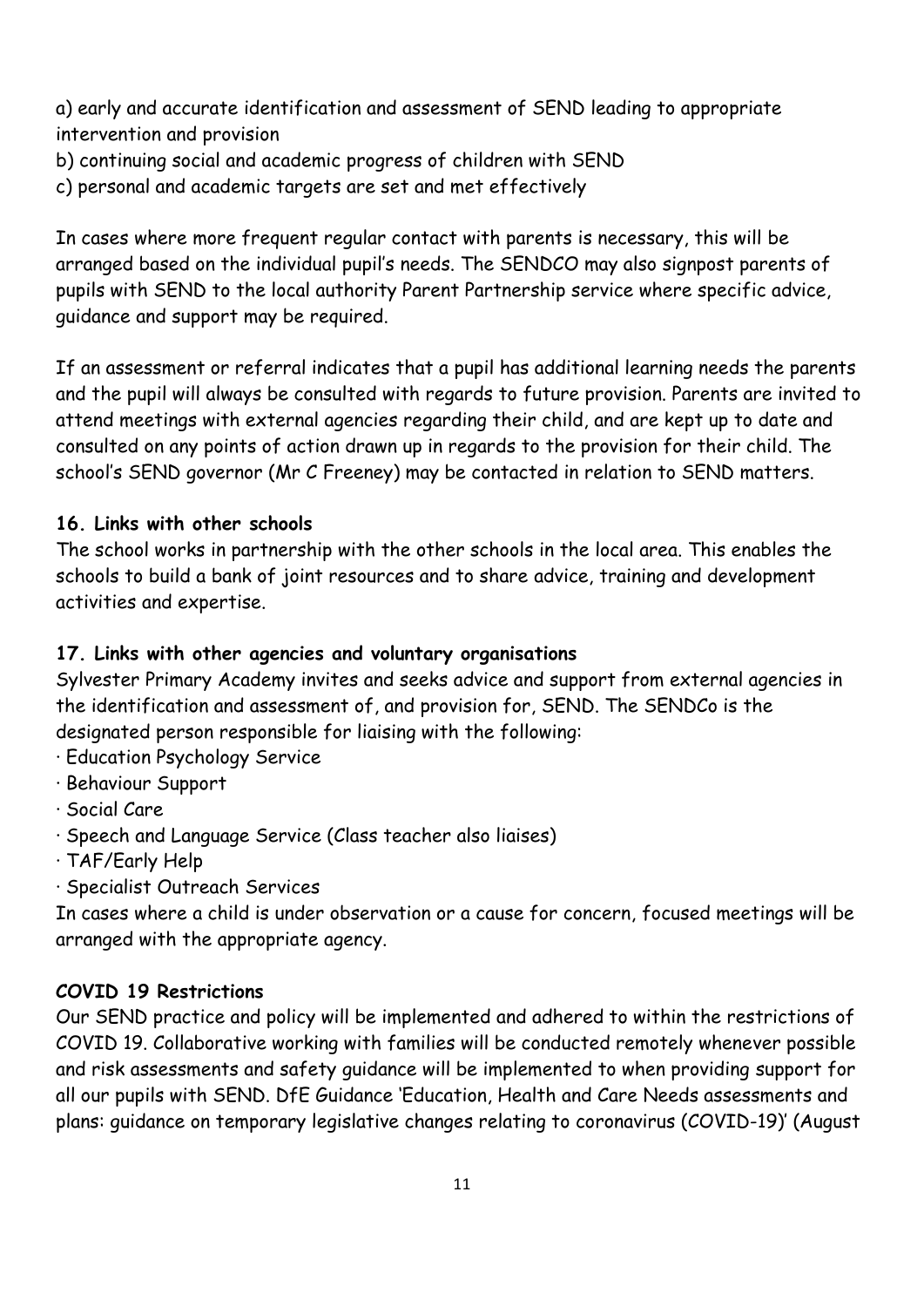a) early and accurate identification and assessment of SEND leading to appropriate intervention and provision
b) continuing social and academic progress of children with SEND
c) personal and academic targets are set and met effectively

In cases where more frequent regular contact with parents is necessary, this will be arranged based on the individual pupil's needs. The SENDCO may also signpost parents of pupils with SEND to the local authority Parent Partnership service where specific advice, guidance and support may be required.

If an assessment or referral indicates that a pupil has additional learning needs the parents and the pupil will always be consulted with regards to future provision. Parents are invited to attend meetings with external agencies regarding their child, and are kept up to date and consulted on any points of action drawn up in regards to the provision for their child. The school's SEND governor (Mr C Freeney) may be contacted in relation to SEND matters.

**16. Links with other schools**

The school works in partnership with the other schools in the local area. This enables the schools to build a bank of joint resources and to share advice, training and development activities and expertise.

**17. Links with other agencies and voluntary organisations**

Sylvester Primary Academy invites and seeks advice and support from external agencies in the identification and assessment of, and provision for, SEND. The SENDCo is the designated person responsible for liaising with the following:

- Education Psychology Service
- Behaviour Support
- Social Care
- Speech and Language Service (Class teacher also liaises)
- TAF/Early Help
- Specialist Outreach Services

In cases where a child is under observation or a cause for concern, focused meetings will be arranged with the appropriate agency.

**COVID 19 Restrictions**

Our SEND practice and policy will be implemented and adhered to within the restrictions of COVID 19. Collaborative working with families will be conducted remotely whenever possible and risk assessments and safety guidance will be implemented to when providing support for all our pupils with SEND. DfE Guidance 'Education, Health and Care Needs assessments and plans: guidance on temporary legislative changes relating to coronavirus (COVID-19)' (August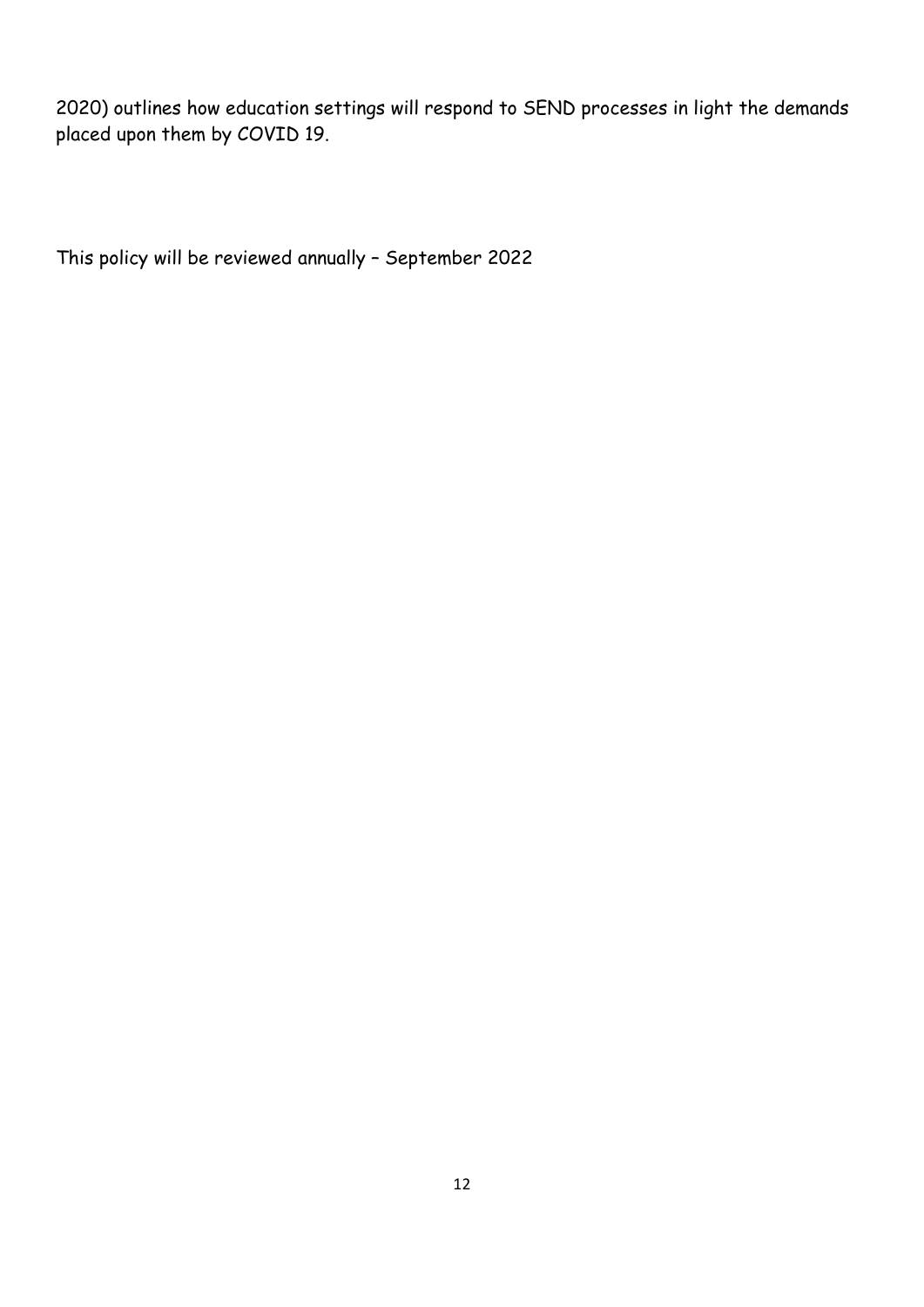2020) outlines how education settings will respond to SEND processes in light the demands placed upon them by COVID 19.

This policy will be reviewed annually – September 2022